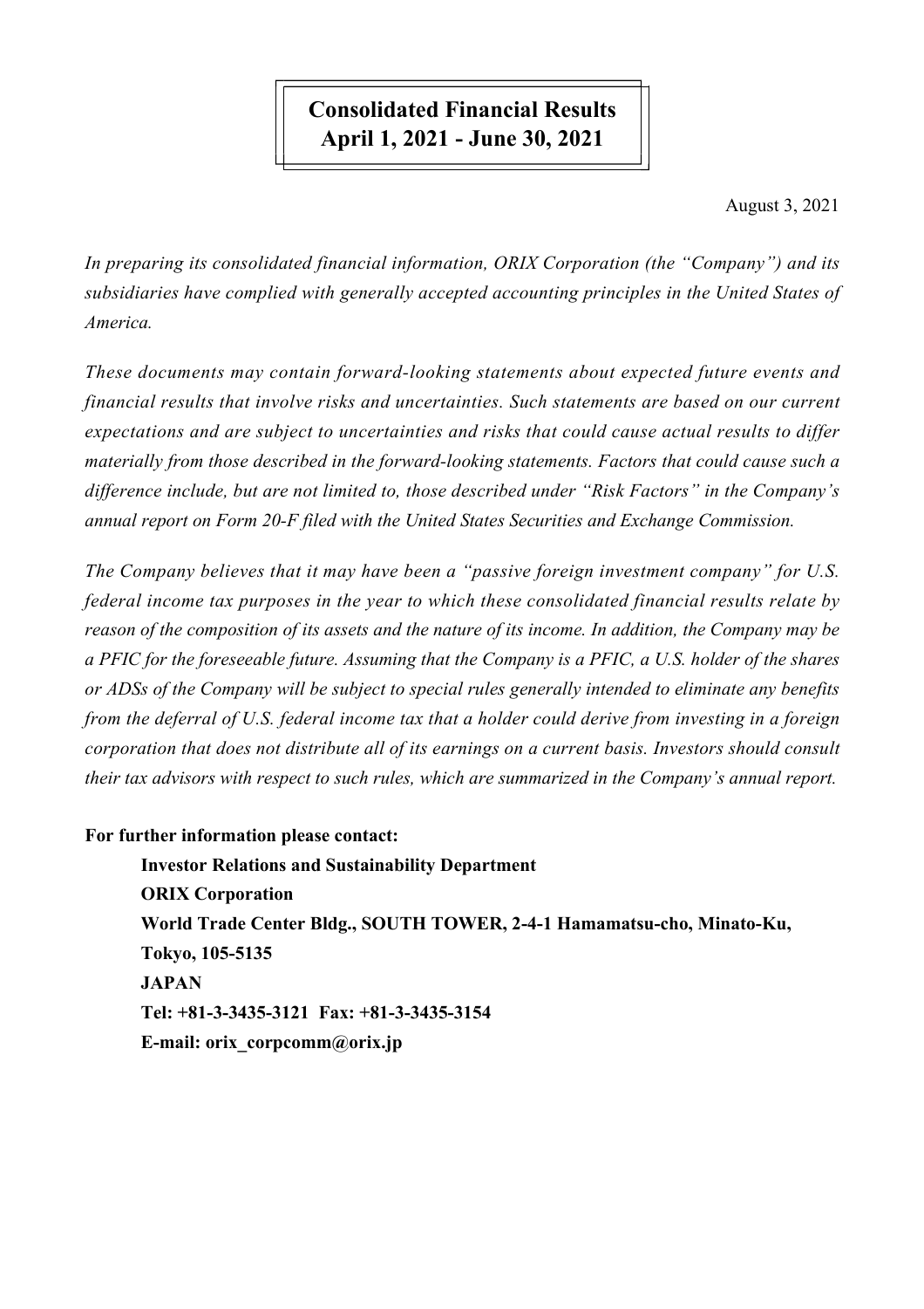# Consolidated Financial Results
# April 1, 2021 - June 30, 2021

August 3, 2021

*In preparing its consolidated financial information, ORIX Corporation (the "Company") and its subsidiaries have complied with generally accepted accounting principles in the United States of America.*

*These documents may contain forward-looking statements about expected future events and financial results that involve risks and uncertainties. Such statements are based on our current expectations and are subject to uncertainties and risks that could cause actual results to differ materially from those described in the forward-looking statements. Factors that could cause such a difference include, but are not limited to, those described under "Risk Factors" in the Company's annual report on Form 20-F filed with the United States Securities and Exchange Commission.*

*The Company believes that it may have been a "passive foreign investment company" for U.S. federal income tax purposes in the year to which these consolidated financial results relate by reason of the composition of its assets and the nature of its income. In addition, the Company may be a PFIC for the foreseeable future. Assuming that the Company is a PFIC, a U.S. holder of the shares or ADSs of the Company will be subject to special rules generally intended to eliminate any benefits from the deferral of U.S. federal income tax that a holder could derive from investing in a foreign corporation that does not distribute all of its earnings on a current basis. Investors should consult their tax advisors with respect to such rules, which are summarized in the Company's annual report.*

**For further information please contact:**

**Investor Relations and Sustainability Department**
**ORIX Corporation**
**World Trade Center Bldg., SOUTH TOWER, 2-4-1 Hamamatsu-cho, Minato-Ku, Tokyo, 105-5135**
**JAPAN**
**Tel: +81-3-3435-3121 Fax: +81-3-3435-3154**
**E-mail: orix_corpcomm@orix.jp**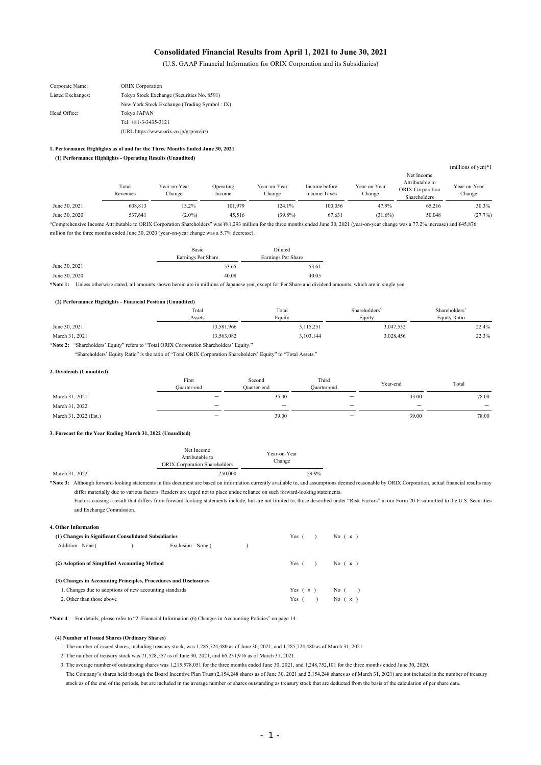# Consolidated Financial Results from April 1, 2021 to June 30, 2021

(U.S. GAAP Financial Information for ORIX Corporation and its Subsidiaries)

| | |
|---|---|
| Corporate Name: | ORIX Corporation |
| Listed Exchanges: | Tokyo Stock Exchange (Securities No. 8591) |
| | New York Stock Exchange (Trading Symbol : IX) |
| Head Office: | Tokyo JAPAN |
| | Tel: +81-3-3435-3121 |
| | (URL https://www.orix.co.jp/grp/en/ir/) |

### 1. Performance Highlights as of and for the Three Months Ended June 30, 2021

#### (1) Performance Highlights - Operating Results (Unaudited)

(millions of yen)*1

| | Total Revenues | Year-on-Year Change | Operating Income | Year-on-Year Change | Income before Income Taxes | Year-on-Year Change | Net Income Attributable to ORIX Corporation Shareholders | Year-on-Year Change |
|---|---|---|---|---|---|---|---|---|
| June 30, 2021 | 608,813 | 13.2% | 101,979 | 124.1% | 100,056 | 47.9% | 65,216 | 30.3% |
| June 30, 2020 | 537,641 | (2.0%) | 45,516 | (39.8%) | 67,631 | (31.6%) | 50,048 | (27.7%) |

"Comprehensive Income Attributable to ORIX Corporation Shareholders" was ¥81,293 million for the three months ended June 30, 2021 (year-on-year change was a 77.2% increase) and ¥45,876 million for the three months ended June 30, 2020 (year-on-year change was a 5.7% decrease).

| | Basic Earnings Per Share | Diluted Earnings Per Share |
|---|---|---|
| June 30, 2021 | 53.65 | 53.61 |
| June 30, 2020 | 40.08 | 40.05 |

**\*Note 1:** Unless otherwise stated, all amounts shown herein are in millions of Japanese yen, except for Per Share and dividend amounts, which are in single yen.

#### (2) Performance Highlights - Financial Position (Unaudited)

| | Total Assets | Total Equity | Shareholders' Equity | Shareholders' Equity Ratio |
|---|---|---|---|---|
| June 30, 2021 | 13,581,966 | 3,115,251 | 3,047,532 | 22.4% |
| March 31, 2021 | 13,563,082 | 3,103,144 | 3,028,456 | 22.3% |

**\*Note 2:** "Shareholders' Equity" refers to "Total ORIX Corporation Shareholders' Equity."

"Shareholders' Equity Ratio" is the ratio of "Total ORIX Corporation Shareholders' Equity" to "Total Assets."

### 2. Dividends (Unaudited)

| | First Quarter-end | Second Quarter-end | Third Quarter-end | Year-end | Total |
|---|---|---|---|---|---|
| March 31, 2021 | − | 35.00 | − | 43.00 | 78.00 |
| March 31, 2022 | − | − | − | − | − |
| March 31, 2022 (Est.) | − | 39.00 | − | 39.00 | 78.00 |

### 3. Forecast for the Year Ending March 31, 2022 (Unaudited)

| | Net Income Attributable to ORIX Corporation Shareholders | Year-on-Year Change |
|---|---|---|
| March 31, 2022 | 250,000 | 29.9% |

**\*Note 3:** Although forward-looking statements in this document are based on information currently available to, and assumptions deemed reasonable by ORIX Corporation, actual financial results may differ materially due to various factors. Readers are urged not to place undue reliance on such forward-looking statements.

Factors causing a result that differs from forward-looking statements include, but are not limited to, those described under "Risk Factors" in our Form 20-F submitted to the U.S. Securities and Exchange Commission.

### 4. Other Information

| | | |
|---|---|---|
| **(1) Changes in Significant Consolidated Subsidiaries** | Yes ( ) | No ( x ) |
| Addition - None ( ) Exclusion - None ( ) | | |
| **(2) Adoption of Simplified Accounting Method** | Yes ( ) | No ( x ) |
| **(3) Changes in Accounting Principles, Procedures and Disclosures** | | |
| 1. Changes due to adoptions of new accounting standards | Yes ( x ) | No ( ) |
| 2. Other than those above | Yes ( ) | No ( x ) |

**\*Note 4**: For details, please refer to "2. Financial Information (6) Changes in Accounting Policies" on page 14.

#### (4) Number of Issued Shares (Ordinary Shares)

1. The number of issued shares, including treasury stock, was 1,285,724,480 as of June 30, 2021, and 1,285,724,480 as of March 31, 2021.
2. The number of treasury stock was 71,528,557 as of June 30, 2021, and 66,231,916 as of March 31, 2021.
3. The average number of outstanding shares was 1,215,578,051 for the three months ended June 30, 2021, and 1,248,752,101 for the three months ended June 30, 2020.

The Company's shares held through the Board Incentive Plan Trust (2,154,248 shares as of June 30, 2021 and 2,154,248 shares as of March 31, 2021) are not included in the number of treasury stock as of the end of the periods, but are included in the average number of shares outstanding as treasury stock that are deducted from the basis of the calculation of per share data.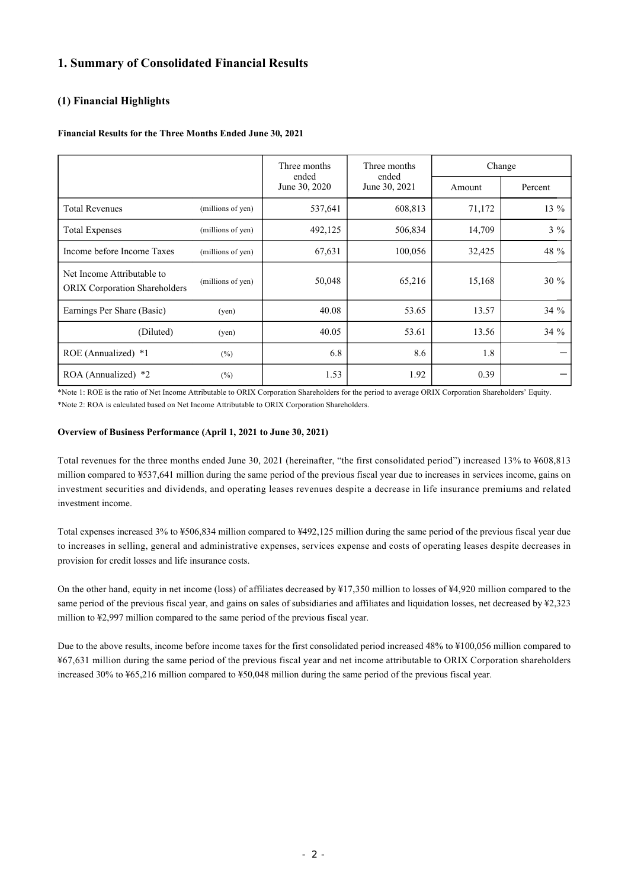## 1. Summary of Consolidated Financial Results

### (1) Financial Highlights

**Financial Results for the Three Months Ended June 30, 2021**

| | | Three months ended June 30, 2020 | Three months ended June 30, 2021 | Change | |
|---|---|---|---|---|---|
| | | | | Amount | Percent |
| Total Revenues | (millions of yen) | 537,641 | 608,813 | 71,172 | 13 % |
| Total Expenses | (millions of yen) | 492,125 | 506,834 | 14,709 | 3 % |
| Income before Income Taxes | (millions of yen) | 67,631 | 100,056 | 32,425 | 48 % |
| Net Income Attributable to ORIX Corporation Shareholders | (millions of yen) | 50,048 | 65,216 | 15,168 | 30 % |
| Earnings Per Share (Basic) | (yen) | 40.08 | 53.65 | 13.57 | 34 % |
| (Diluted) | (yen) | 40.05 | 53.61 | 13.56 | 34 % |
| ROE (Annualized) *1 | (%) | 6.8 | 8.6 | 1.8 | — |
| ROA (Annualized) *2 | (%) | 1.53 | 1.92 | 0.39 | — |

*Note 1: ROE is the ratio of Net Income Attributable to ORIX Corporation Shareholders for the period to average ORIX Corporation Shareholders' Equity.
*Note 2: ROA is calculated based on Net Income Attributable to ORIX Corporation Shareholders.

**Overview of Business Performance (April 1, 2021 to June 30, 2021)**

Total revenues for the three months ended June 30, 2021 (hereinafter, "the first consolidated period") increased 13% to ¥608,813 million compared to ¥537,641 million during the same period of the previous fiscal year due to increases in services income, gains on investment securities and dividends, and operating leases revenues despite a decrease in life insurance premiums and related investment income.

Total expenses increased 3% to ¥506,834 million compared to ¥492,125 million during the same period of the previous fiscal year due to increases in selling, general and administrative expenses, services expense and costs of operating leases despite decreases in provision for credit losses and life insurance costs.

On the other hand, equity in net income (loss) of affiliates decreased by ¥17,350 million to losses of ¥4,920 million compared to the same period of the previous fiscal year, and gains on sales of subsidiaries and affiliates and liquidation losses, net decreased by ¥2,323 million to ¥2,997 million compared to the same period of the previous fiscal year.

Due to the above results, income before income taxes for the first consolidated period increased 48% to ¥100,056 million compared to ¥67,631 million during the same period of the previous fiscal year and net income attributable to ORIX Corporation shareholders increased 30% to ¥65,216 million compared to ¥50,048 million during the same period of the previous fiscal year.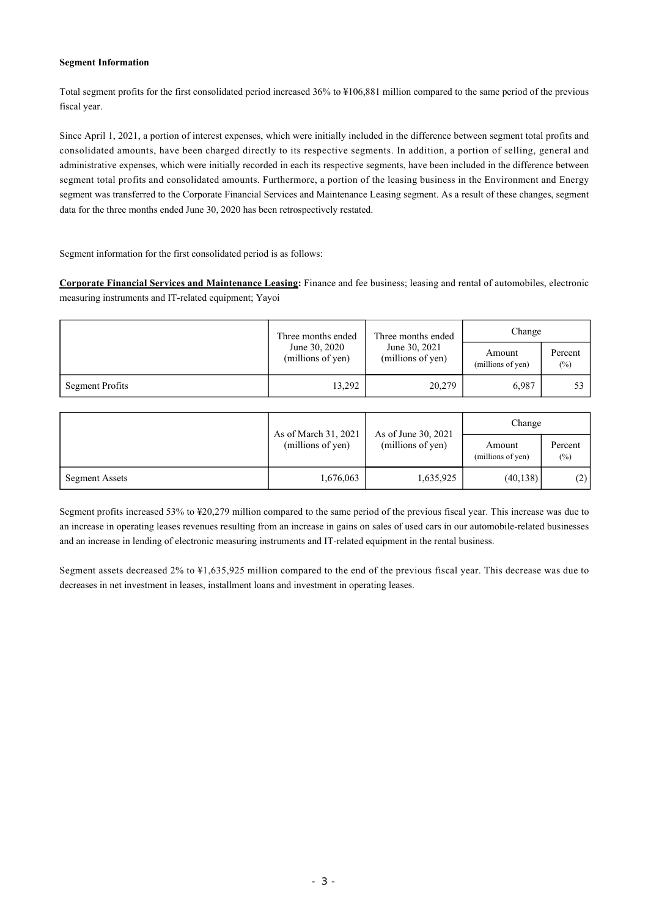**Segment Information**

Total segment profits for the first consolidated period increased 36% to ¥106,881 million compared to the same period of the previous fiscal year.

Since April 1, 2021, a portion of interest expenses, which were initially included in the difference between segment total profits and consolidated amounts, have been charged directly to its respective segments. In addition, a portion of selling, general and administrative expenses, which were initially recorded in each its respective segments, have been included in the difference between segment total profits and consolidated amounts. Furthermore, a portion of the leasing business in the Environment and Energy segment was transferred to the Corporate Financial Services and Maintenance Leasing segment. As a result of these changes, segment data for the three months ended June 30, 2020 has been retrospectively restated.

Segment information for the first consolidated period is as follows:

**Corporate Financial Services and Maintenance Leasing:** Finance and fee business; leasing and rental of automobiles, electronic measuring instruments and IT-related equipment; Yayoi

| | Three months ended June 30, 2020 (millions of yen) | Three months ended June 30, 2021 (millions of yen) | Change | |
|---|---|---|---|---|
| | | | Amount (millions of yen) | Percent (%) |
| Segment Profits | 13,292 | 20,279 | 6,987 | 53 |

| | As of March 31, 2021 (millions of yen) | As of June 30, 2021 (millions of yen) | Change | |
|---|---|---|---|---|
| | | | Amount (millions of yen) | Percent (%) |
| Segment Assets | 1,676,063 | 1,635,925 | (40,138) | (2) |

Segment profits increased 53% to ¥20,279 million compared to the same period of the previous fiscal year. This increase was due to an increase in operating leases revenues resulting from an increase in gains on sales of used cars in our automobile-related businesses and an increase in lending of electronic measuring instruments and IT-related equipment in the rental business.

Segment assets decreased 2% to ¥1,635,925 million compared to the end of the previous fiscal year. This decrease was due to decreases in net investment in leases, installment loans and investment in operating leases.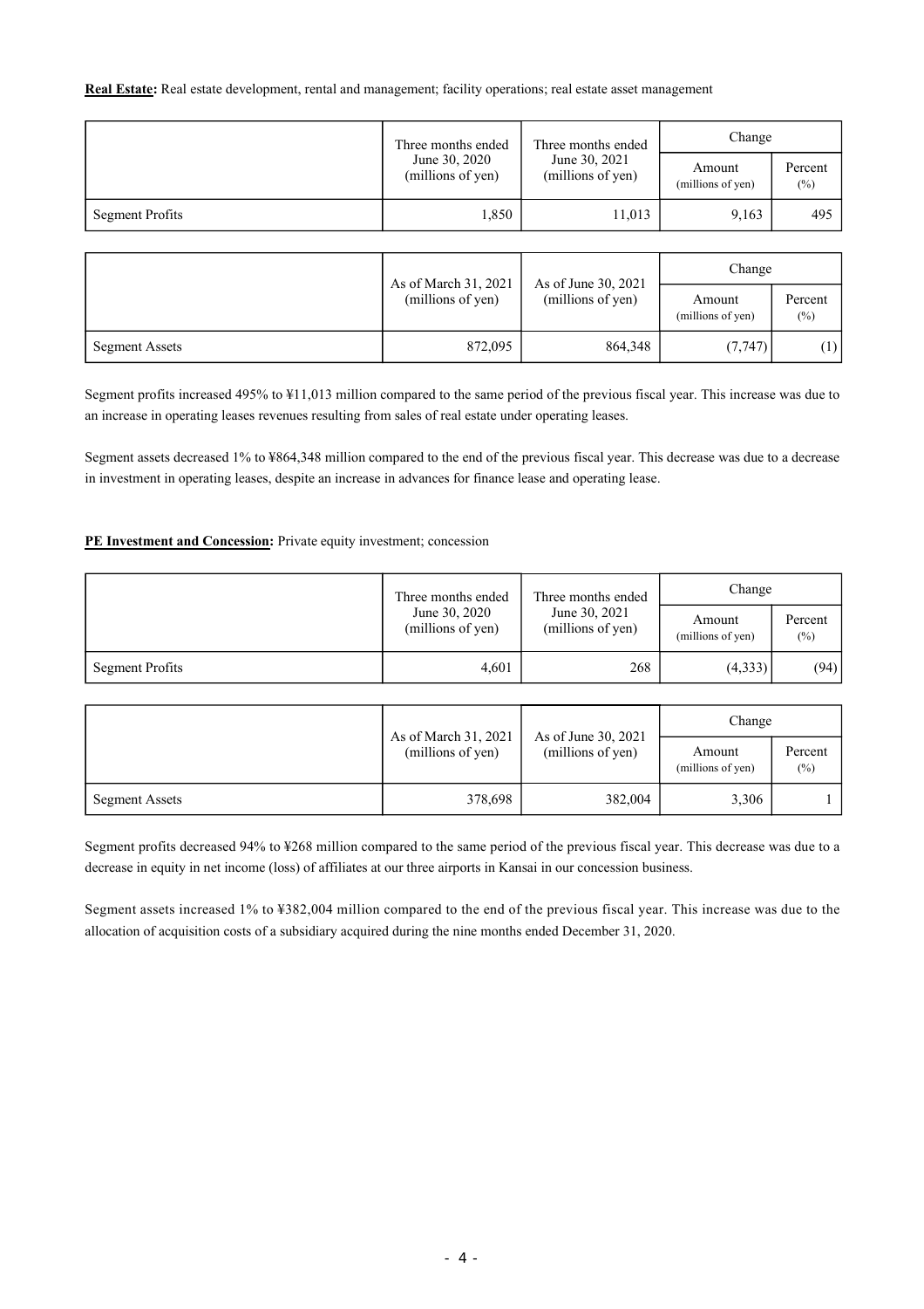**Real Estate:** Real estate development, rental and management; facility operations; real estate asset management

| | Three months ended June 30, 2020 (millions of yen) | Three months ended June 30, 2021 (millions of yen) | Change | |
|---|---|---|---|---|
| | | | Amount (millions of yen) | Percent (%) |
| Segment Profits | 1,850 | 11,013 | 9,163 | 495 |

| | As of March 31, 2021 (millions of yen) | As of June 30, 2021 (millions of yen) | Change | |
|---|---|---|---|---|
| | | | Amount (millions of yen) | Percent (%) |
| Segment Assets | 872,095 | 864,348 | (7,747) | (1) |

Segment profits increased 495% to ¥11,013 million compared to the same period of the previous fiscal year. This increase was due to an increase in operating leases revenues resulting from sales of real estate under operating leases.

Segment assets decreased 1% to ¥864,348 million compared to the end of the previous fiscal year. This decrease was due to a decrease in investment in operating leases, despite an increase in advances for finance lease and operating lease.

**PE Investment and Concession:** Private equity investment; concession

| | Three months ended June 30, 2020 (millions of yen) | Three months ended June 30, 2021 (millions of yen) | Change | |
|---|---|---|---|---|
| | | | Amount (millions of yen) | Percent (%) |
| Segment Profits | 4,601 | 268 | (4,333) | (94) |

| | As of March 31, 2021 (millions of yen) | As of June 30, 2021 (millions of yen) | Change | |
|---|---|---|---|---|
| | | | Amount (millions of yen) | Percent (%) |
| Segment Assets | 378,698 | 382,004 | 3,306 | 1 |

Segment profits decreased 94% to ¥268 million compared to the same period of the previous fiscal year. This decrease was due to a decrease in equity in net income (loss) of affiliates at our three airports in Kansai in our concession business.

Segment assets increased 1% to ¥382,004 million compared to the end of the previous fiscal year. This increase was due to the allocation of acquisition costs of a subsidiary acquired during the nine months ended December 31, 2020.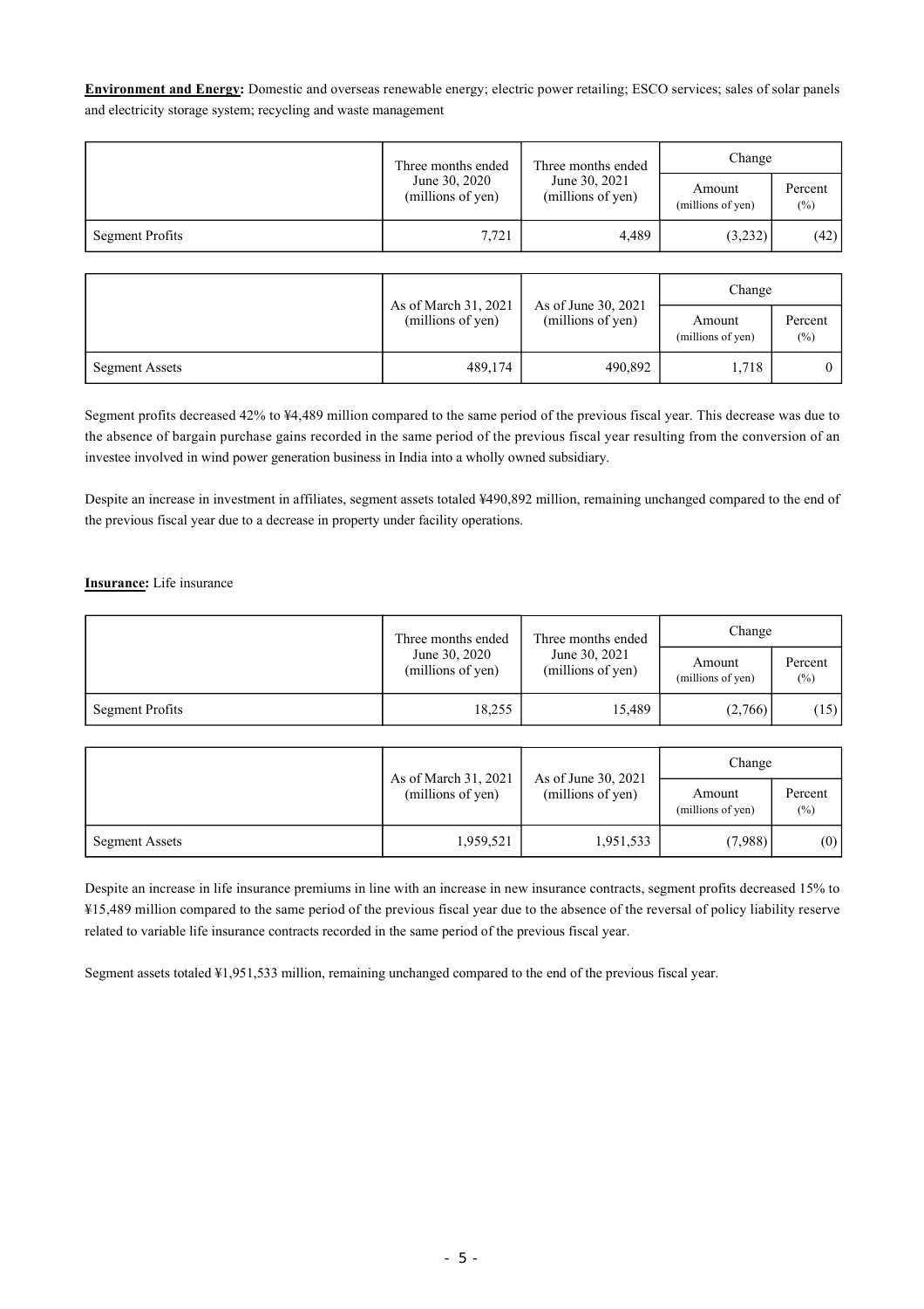**Environment and Energy:** Domestic and overseas renewable energy; electric power retailing; ESCO services; sales of solar panels and electricity storage system; recycling and waste management

| | Three months ended June 30, 2020 (millions of yen) | Three months ended June 30, 2021 (millions of yen) | Change | |
|---|---|---|---|---|
| | | | Amount (millions of yen) | Percent (%) |
| Segment Profits | 7,721 | 4,489 | (3,232) | (42) |

| | As of March 31, 2021 (millions of yen) | As of June 30, 2021 (millions of yen) | Change | |
|---|---|---|---|---|
| | | | Amount (millions of yen) | Percent (%) |
| Segment Assets | 489,174 | 490,892 | 1,718 | 0 |

Segment profits decreased 42% to ¥4,489 million compared to the same period of the previous fiscal year. This decrease was due to the absence of bargain purchase gains recorded in the same period of the previous fiscal year resulting from the conversion of an investee involved in wind power generation business in India into a wholly owned subsidiary.

Despite an increase in investment in affiliates, segment assets totaled ¥490,892 million, remaining unchanged compared to the end of the previous fiscal year due to a decrease in property under facility operations.

**Insurance:** Life insurance

| | Three months ended June 30, 2020 (millions of yen) | Three months ended June 30, 2021 (millions of yen) | Change | |
|---|---|---|---|---|
| | | | Amount (millions of yen) | Percent (%) |
| Segment Profits | 18,255 | 15,489 | (2,766) | (15) |

| | As of March 31, 2021 (millions of yen) | As of June 30, 2021 (millions of yen) | Change | |
|---|---|---|---|---|
| | | | Amount (millions of yen) | Percent (%) |
| Segment Assets | 1,959,521 | 1,951,533 | (7,988) | (0) |

Despite an increase in life insurance premiums in line with an increase in new insurance contracts, segment profits decreased 15% to ¥15,489 million compared to the same period of the previous fiscal year due to the absence of the reversal of policy liability reserve related to variable life insurance contracts recorded in the same period of the previous fiscal year.

Segment assets totaled ¥1,951,533 million, remaining unchanged compared to the end of the previous fiscal year.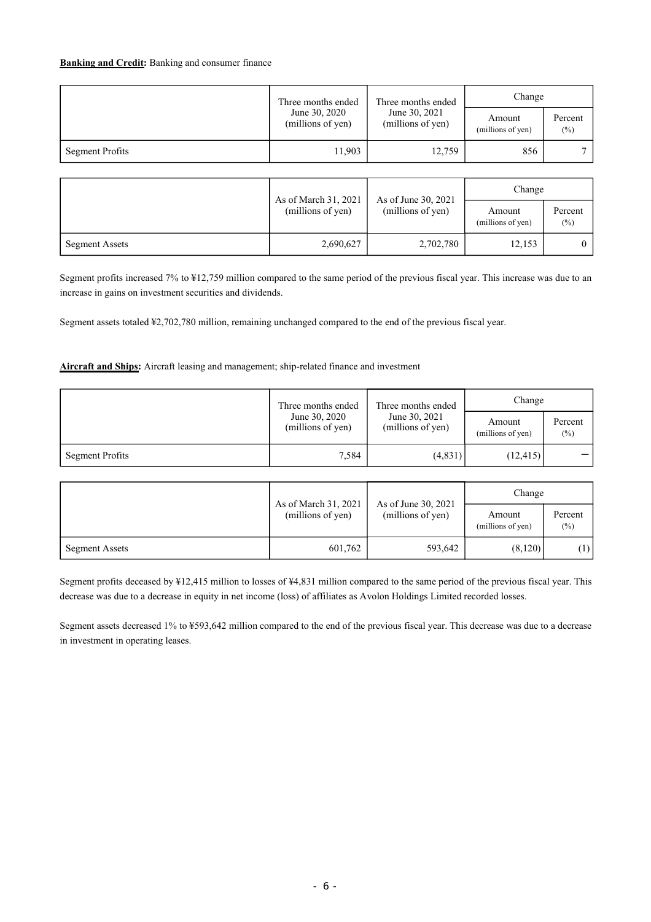**Banking and Credit:** Banking and consumer finance

| | Three months ended June 30, 2020 (millions of yen) | Three months ended June 30, 2021 (millions of yen) | Change | |
|---|---|---|---|---|
| | | | Amount (millions of yen) | Percent (%) |
| Segment Profits | 11,903 | 12,759 | 856 | 7 |

| | As of March 31, 2021 (millions of yen) | As of June 30, 2021 (millions of yen) | Change | |
|---|---|---|---|---|
| | | | Amount (millions of yen) | Percent (%) |
| Segment Assets | 2,690,627 | 2,702,780 | 12,153 | 0 |

Segment profits increased 7% to ¥12,759 million compared to the same period of the previous fiscal year. This increase was due to an increase in gains on investment securities and dividends.

Segment assets totaled ¥2,702,780 million, remaining unchanged compared to the end of the previous fiscal year.

**Aircraft and Ships:** Aircraft leasing and management; ship-related finance and investment

| | Three months ended June 30, 2020 (millions of yen) | Three months ended June 30, 2021 (millions of yen) | Change | |
|---|---|---|---|---|
| | | | Amount (millions of yen) | Percent (%) |
| Segment Profits | 7,584 | (4,831) | (12,415) | − |

| | As of March 31, 2021 (millions of yen) | As of June 30, 2021 (millions of yen) | Change | |
|---|---|---|---|---|
| | | | Amount (millions of yen) | Percent (%) |
| Segment Assets | 601,762 | 593,642 | (8,120) | (1) |

Segment profits deceased by ¥12,415 million to losses of ¥4,831 million compared to the same period of the previous fiscal year. This decrease was due to a decrease in equity in net income (loss) of affiliates as Avolon Holdings Limited recorded losses.

Segment assets decreased 1% to ¥593,642 million compared to the end of the previous fiscal year. This decrease was due to a decrease in investment in operating leases.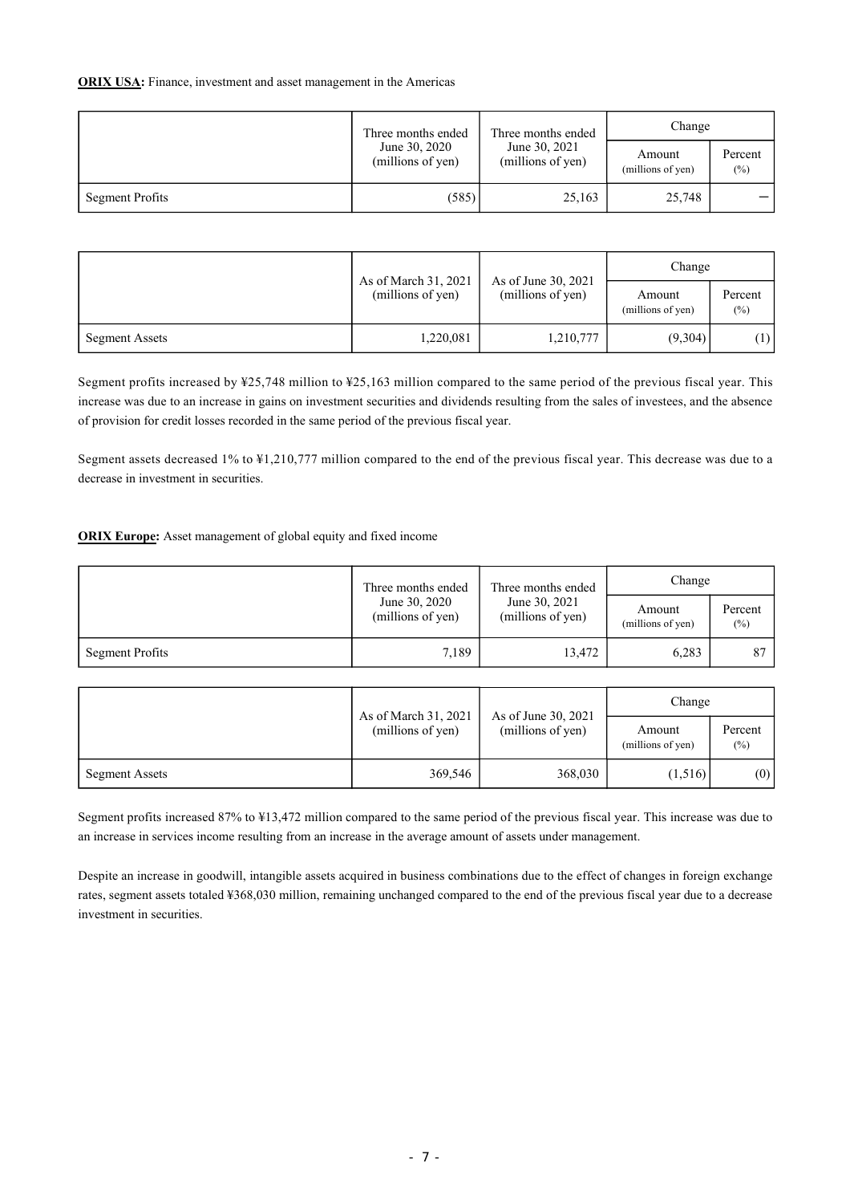**ORIX USA:** Finance, investment and asset management in the Americas

| | Three months ended June 30, 2020 (millions of yen) | Three months ended June 30, 2021 (millions of yen) | Change | |
|---|---|---|---|---|
| | | | Amount (millions of yen) | Percent (%) |
| Segment Profits | (585) | 25,163 | 25,748 | － |

| | As of March 31, 2021 (millions of yen) | As of June 30, 2021 (millions of yen) | Change | |
|---|---|---|---|---|
| | | | Amount (millions of yen) | Percent (%) |
| Segment Assets | 1,220,081 | 1,210,777 | (9,304) | (1) |

Segment profits increased by ¥25,748 million to ¥25,163 million compared to the same period of the previous fiscal year. This increase was due to an increase in gains on investment securities and dividends resulting from the sales of investees, and the absence of provision for credit losses recorded in the same period of the previous fiscal year.

Segment assets decreased 1% to ¥1,210,777 million compared to the end of the previous fiscal year. This decrease was due to a decrease in investment in securities.

**ORIX Europe:** Asset management of global equity and fixed income

| | Three months ended June 30, 2020 (millions of yen) | Three months ended June 30, 2021 (millions of yen) | Change | |
|---|---|---|---|---|
| | | | Amount (millions of yen) | Percent (%) |
| Segment Profits | 7,189 | 13,472 | 6,283 | 87 |

| | As of March 31, 2021 (millions of yen) | As of June 30, 2021 (millions of yen) | Change | |
|---|---|---|---|---|
| | | | Amount (millions of yen) | Percent (%) |
| Segment Assets | 369,546 | 368,030 | (1,516) | (0) |

Segment profits increased 87% to ¥13,472 million compared to the same period of the previous fiscal year. This increase was due to an increase in services income resulting from an increase in the average amount of assets under management.

Despite an increase in goodwill, intangible assets acquired in business combinations due to the effect of changes in foreign exchange rates, segment assets totaled ¥368,030 million, remaining unchanged compared to the end of the previous fiscal year due to a decrease investment in securities.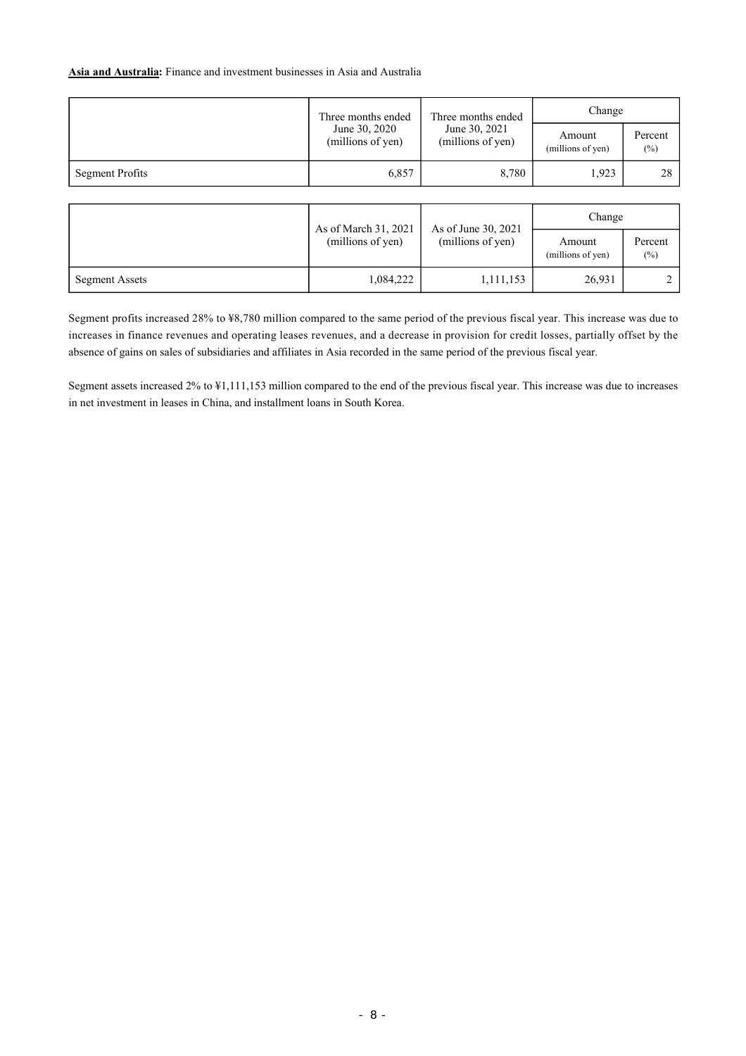**Asia and Australia:** Finance and investment businesses in Asia and Australia

| | Three months ended June 30, 2020 (millions of yen) | Three months ended June 30, 2021 (millions of yen) | Change | |
|---|---|---|---|---|
| | | | Amount (millions of yen) | Percent (%) |
| Segment Profits | 6,857 | 8,780 | 1,923 | 28 |

| | As of March 31, 2021 (millions of yen) | As of June 30, 2021 (millions of yen) | Change | |
|---|---|---|---|---|
| | | | Amount (millions of yen) | Percent (%) |
| Segment Assets | 1,084,222 | 1,111,153 | 26,931 | 2 |

Segment profits increased 28% to ¥8,780 million compared to the same period of the previous fiscal year. This increase was due to increases in finance revenues and operating leases revenues, and a decrease in provision for credit losses, partially offset by the absence of gains on sales of subsidiaries and affiliates in Asia recorded in the same period of the previous fiscal year.

Segment assets increased 2% to ¥1,111,153 million compared to the end of the previous fiscal year. This increase was due to increases in net investment in leases in China, and installment loans in South Korea.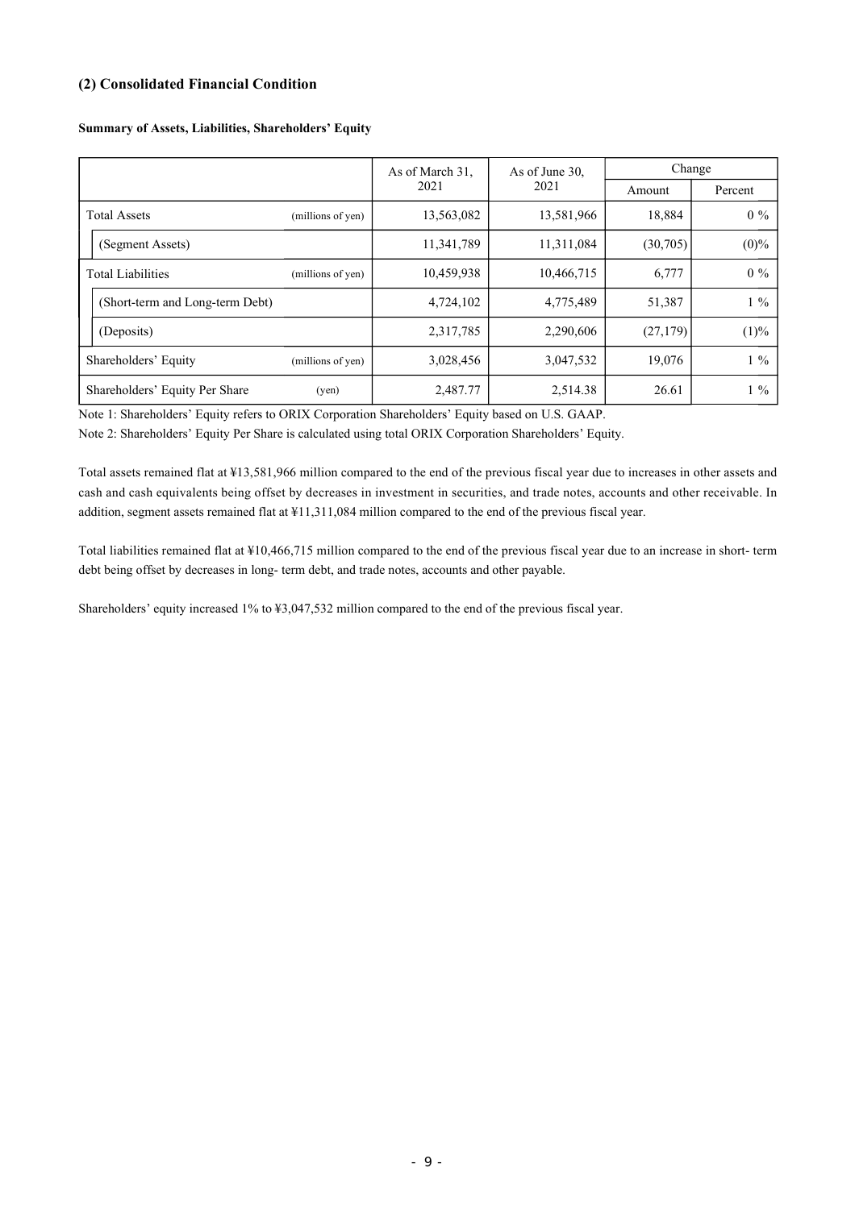## (2) Consolidated Financial Condition

**Summary of Assets, Liabilities, Shareholders' Equity**

| | | As of March 31, 2021 | As of June 30, 2021 | Change | |
|---|---|---|---|---|---|
| | | | | Amount | Percent |
| Total Assets | (millions of yen) | 13,563,082 | 13,581,966 | 18,884 | 0 % |
| (Segment Assets) | | 11,341,789 | 11,311,084 | (30,705) | (0)% |
| Total Liabilities | (millions of yen) | 10,459,938 | 10,466,715 | 6,777 | 0 % |
| (Short-term and Long-term Debt) | | 4,724,102 | 4,775,489 | 51,387 | 1 % |
| (Deposits) | | 2,317,785 | 2,290,606 | (27,179) | (1)% |
| Shareholders' Equity | (millions of yen) | 3,028,456 | 3,047,532 | 19,076 | 1 % |
| Shareholders' Equity Per Share | (yen) | 2,487.77 | 2,514.38 | 26.61 | 1 % |

Note 1: Shareholders' Equity refers to ORIX Corporation Shareholders' Equity based on U.S. GAAP.

Note 2: Shareholders' Equity Per Share is calculated using total ORIX Corporation Shareholders' Equity.

Total assets remained flat at ¥13,581,966 million compared to the end of the previous fiscal year due to increases in other assets and cash and cash equivalents being offset by decreases in investment in securities, and trade notes, accounts and other receivable. In addition, segment assets remained flat at ¥11,311,084 million compared to the end of the previous fiscal year.

Total liabilities remained flat at ¥10,466,715 million compared to the end of the previous fiscal year due to an increase in short- term debt being offset by decreases in long- term debt, and trade notes, accounts and other payable.

Shareholders' equity increased 1% to ¥3,047,532 million compared to the end of the previous fiscal year.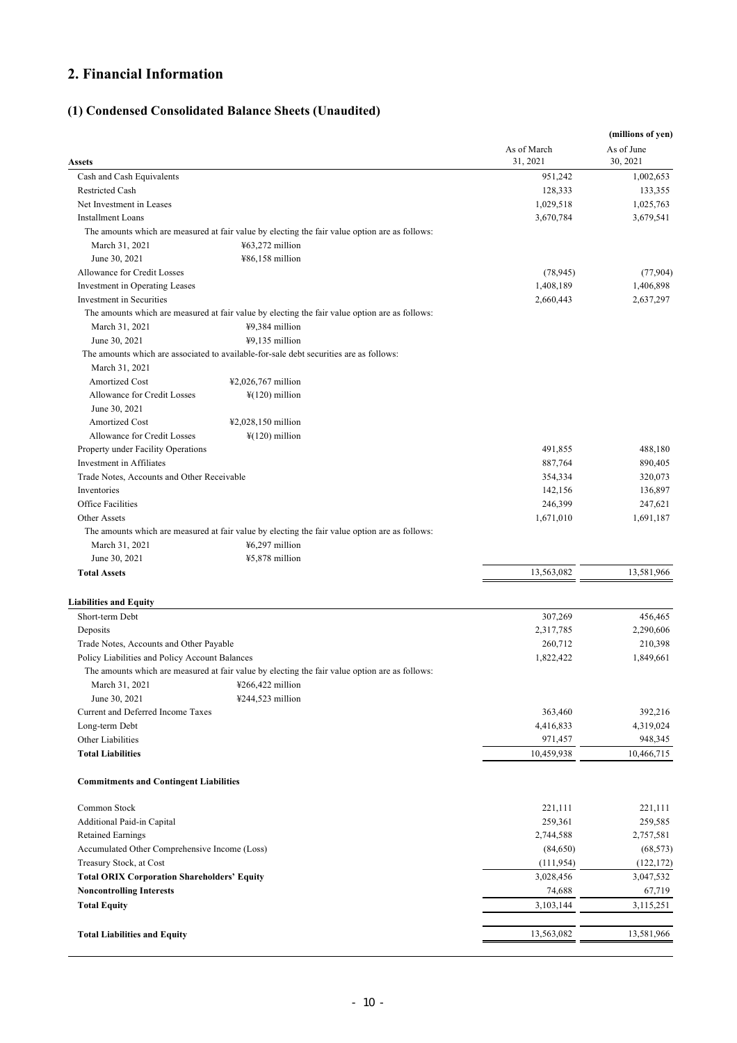## 2. Financial Information

### (1) Condensed Consolidated Balance Sheets (Unaudited)

(millions of yen)

| Assets | | As of March 31, 2021 | As of June 30, 2021 |
|---|---|---|---|
| Cash and Cash Equivalents | | 951,242 | 1,002,653 |
| Restricted Cash | | 128,333 | 133,355 |
| Net Investment in Leases | | 1,029,518 | 1,025,763 |
| Installment Loans | | 3,670,784 | 3,679,541 |
| The amounts which are measured at fair value by electing the fair value option are as follows: | | | |
| March 31, 2021 | ¥63,272 million | | |
| June 30, 2021 | ¥86,158 million | | |
| Allowance for Credit Losses | | (78,945) | (77,904) |
| Investment in Operating Leases | | 1,408,189 | 1,406,898 |
| Investment in Securities | | 2,660,443 | 2,637,297 |
| The amounts which are measured at fair value by electing the fair value option are as follows: | | | |
| March 31, 2021 | ¥9,384 million | | |
| June 30, 2021 | ¥9,135 million | | |
| The amounts which are associated to available-for-sale debt securities are as follows: | | | |
| March 31, 2021 | | | |
| Amortized Cost | ¥2,026,767 million | | |
| Allowance for Credit Losses | ¥(120) million | | |
| June 30, 2021 | | | |
| Amortized Cost | ¥2,028,150 million | | |
| Allowance for Credit Losses | ¥(120) million | | |
| Property under Facility Operations | | 491,855 | 488,180 |
| Investment in Affiliates | | 887,764 | 890,405 |
| Trade Notes, Accounts and Other Receivable | | 354,334 | 320,073 |
| Inventories | | 142,156 | 136,897 |
| Office Facilities | | 246,399 | 247,621 |
| Other Assets | | 1,671,010 | 1,691,187 |
| The amounts which are measured at fair value by electing the fair value option are as follows: | | | |
| March 31, 2021 | ¥6,297 million | | |
| June 30, 2021 | ¥5,878 million | | |
| **Total Assets** | | 13,563,082 | 13,581,966 |

| Liabilities and Equity | | As of March 31, 2021 | As of June 30, 2021 |
|---|---|---|---|
| Short-term Debt | | 307,269 | 456,465 |
| Deposits | | 2,317,785 | 2,290,606 |
| Trade Notes, Accounts and Other Payable | | 260,712 | 210,398 |
| Policy Liabilities and Policy Account Balances | | 1,822,422 | 1,849,661 |
| The amounts which are measured at fair value by electing the fair value option are as follows: | | | |
| March 31, 2021 | ¥266,422 million | | |
| June 30, 2021 | ¥244,523 million | | |
| Current and Deferred Income Taxes | | 363,460 | 392,216 |
| Long-term Debt | | 4,416,833 | 4,319,024 |
| Other Liabilities | | 971,457 | 948,345 |
| **Total Liabilities** | | 10,459,938 | 10,466,715 |
| **Commitments and Contingent Liabilities** | | | |
| Common Stock | | 221,111 | 221,111 |
| Additional Paid-in Capital | | 259,361 | 259,585 |
| Retained Earnings | | 2,744,588 | 2,757,581 |
| Accumulated Other Comprehensive Income (Loss) | | (84,650) | (68,573) |
| Treasury Stock, at Cost | | (111,954) | (122,172) |
| **Total ORIX Corporation Shareholders' Equity** | | 3,028,456 | 3,047,532 |
| **Noncontrolling Interests** | | 74,688 | 67,719 |
| **Total Equity** | | 3,103,144 | 3,115,251 |
| **Total Liabilities and Equity** | | 13,563,082 | 13,581,966 |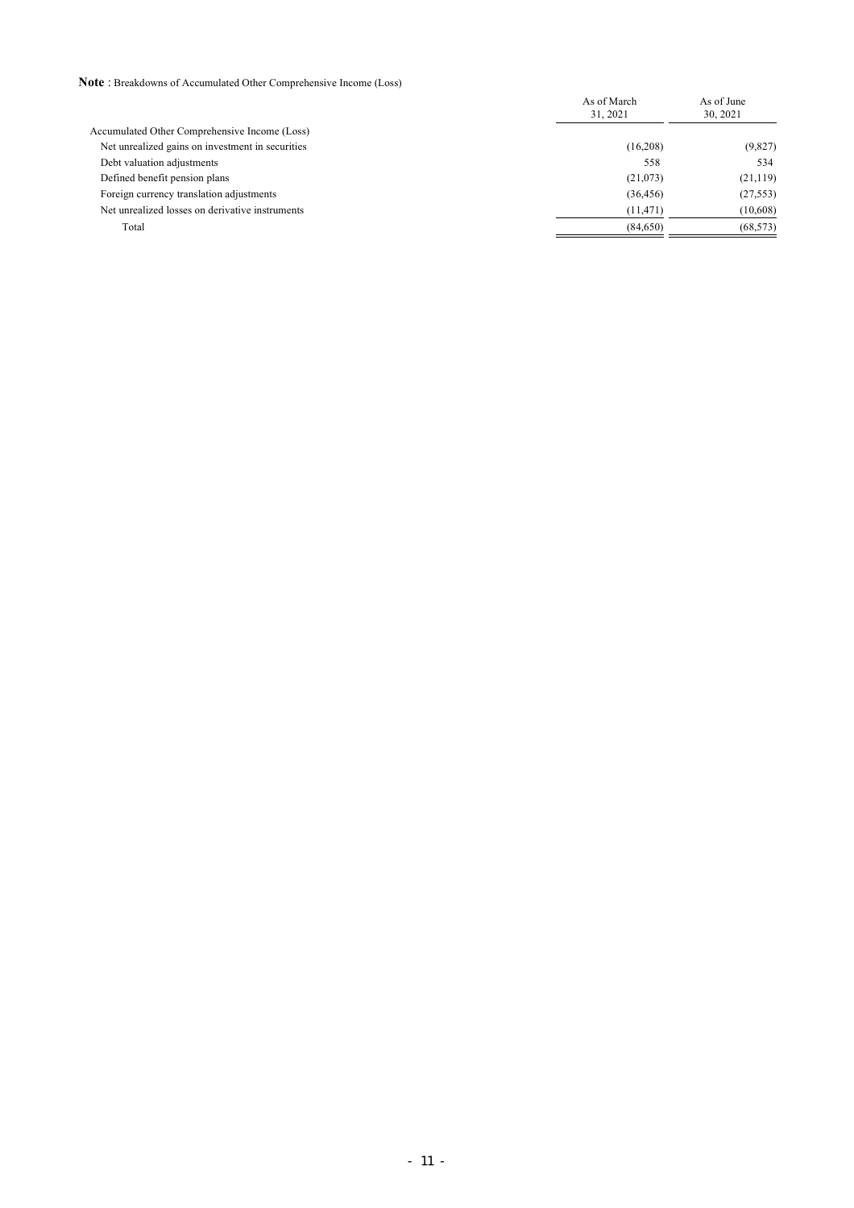**Note** : Breakdowns of Accumulated Other Comprehensive Income (Loss)

| | As of March 31, 2021 | As of June 30, 2021 |
|---|---|---|
| Accumulated Other Comprehensive Income (Loss) | | |
| Net unrealized gains on investment in securities | (16,208) | (9,827) |
| Debt valuation adjustments | 558 | 534 |
| Defined benefit pension plans | (21,073) | (21,119) |
| Foreign currency translation adjustments | (36,456) | (27,553) |
| Net unrealized losses on derivative instruments | (11,471) | (10,608) |
| Total | (84,650) | (68,573) |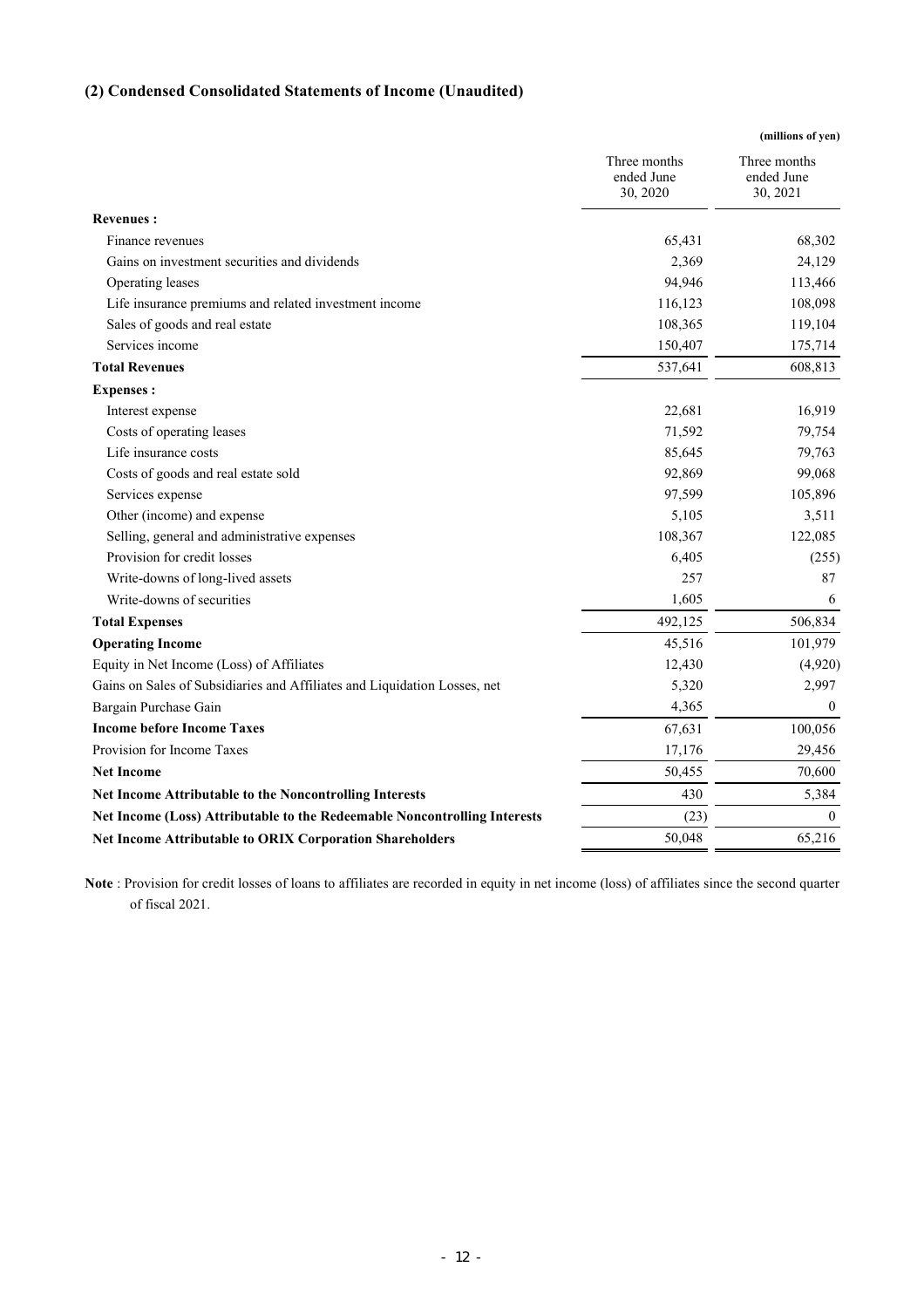### (2) Condensed Consolidated Statements of Income (Unaudited)

(millions of yen)

| | Three months ended June 30, 2020 | Three months ended June 30, 2021 |
|---|---|---|
| **Revenues :** | | |
| Finance revenues | 65,431 | 68,302 |
| Gains on investment securities and dividends | 2,369 | 24,129 |
| Operating leases | 94,946 | 113,466 |
| Life insurance premiums and related investment income | 116,123 | 108,098 |
| Sales of goods and real estate | 108,365 | 119,104 |
| Services income | 150,407 | 175,714 |
| **Total Revenues** | 537,641 | 608,813 |
| **Expenses :** | | |
| Interest expense | 22,681 | 16,919 |
| Costs of operating leases | 71,592 | 79,754 |
| Life insurance costs | 85,645 | 79,763 |
| Costs of goods and real estate sold | 92,869 | 99,068 |
| Services expense | 97,599 | 105,896 |
| Other (income) and expense | 5,105 | 3,511 |
| Selling, general and administrative expenses | 108,367 | 122,085 |
| Provision for credit losses | 6,405 | (255) |
| Write-downs of long-lived assets | 257 | 87 |
| Write-downs of securities | 1,605 | 6 |
| **Total Expenses** | 492,125 | 506,834 |
| **Operating Income** | 45,516 | 101,979 |
| Equity in Net Income (Loss) of Affiliates | 12,430 | (4,920) |
| Gains on Sales of Subsidiaries and Affiliates and Liquidation Losses, net | 5,320 | 2,997 |
| Bargain Purchase Gain | 4,365 | 0 |
| **Income before Income Taxes** | 67,631 | 100,056 |
| Provision for Income Taxes | 17,176 | 29,456 |
| **Net Income** | 50,455 | 70,600 |
| **Net Income Attributable to the Noncontrolling Interests** | 430 | 5,384 |
| **Net Income (Loss) Attributable to the Redeemable Noncontrolling Interests** | (23) | 0 |
| **Net Income Attributable to ORIX Corporation Shareholders** | 50,048 | 65,216 |

**Note** : Provision for credit losses of loans to affiliates are recorded in equity in net income (loss) of affiliates since the second quarter of fiscal 2021.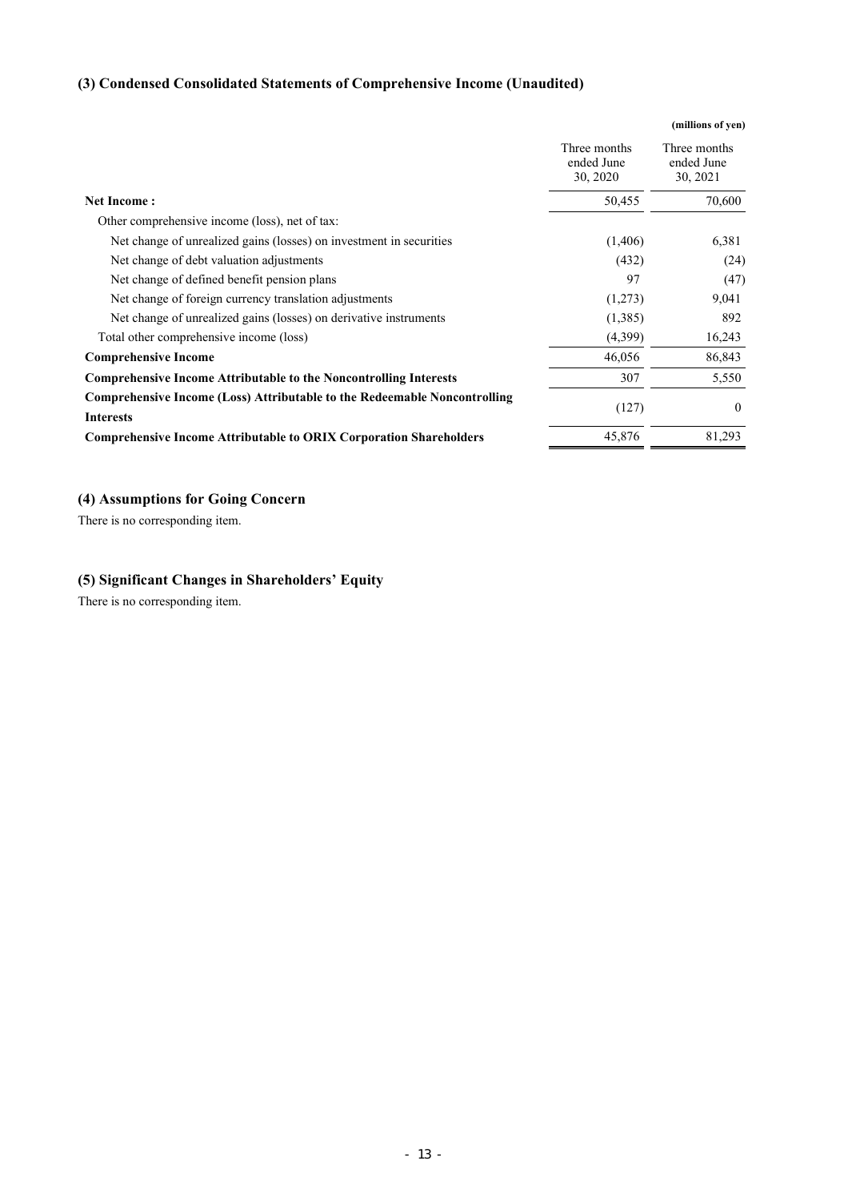### (3) Condensed Consolidated Statements of Comprehensive Income (Unaudited)

(millions of yen)

| | Three months ended June 30, 2020 | Three months ended June 30, 2021 |
|---|---|---|
| **Net Income :** | 50,455 | 70,600 |
| Other comprehensive income (loss), net of tax: | | |
| Net change of unrealized gains (losses) on investment in securities | (1,406) | 6,381 |
| Net change of debt valuation adjustments | (432) | (24) |
| Net change of defined benefit pension plans | 97 | (47) |
| Net change of foreign currency translation adjustments | (1,273) | 9,041 |
| Net change of unrealized gains (losses) on derivative instruments | (1,385) | 892 |
| Total other comprehensive income (loss) | (4,399) | 16,243 |
| **Comprehensive Income** | 46,056 | 86,843 |
| **Comprehensive Income Attributable to the Noncontrolling Interests** | 307 | 5,550 |
| **Comprehensive Income (Loss) Attributable to the Redeemable Noncontrolling Interests** | (127) | 0 |
| **Comprehensive Income Attributable to ORIX Corporation Shareholders** | 45,876 | 81,293 |

### (4) Assumptions for Going Concern

There is no corresponding item.

### (5) Significant Changes in Shareholders' Equity

There is no corresponding item.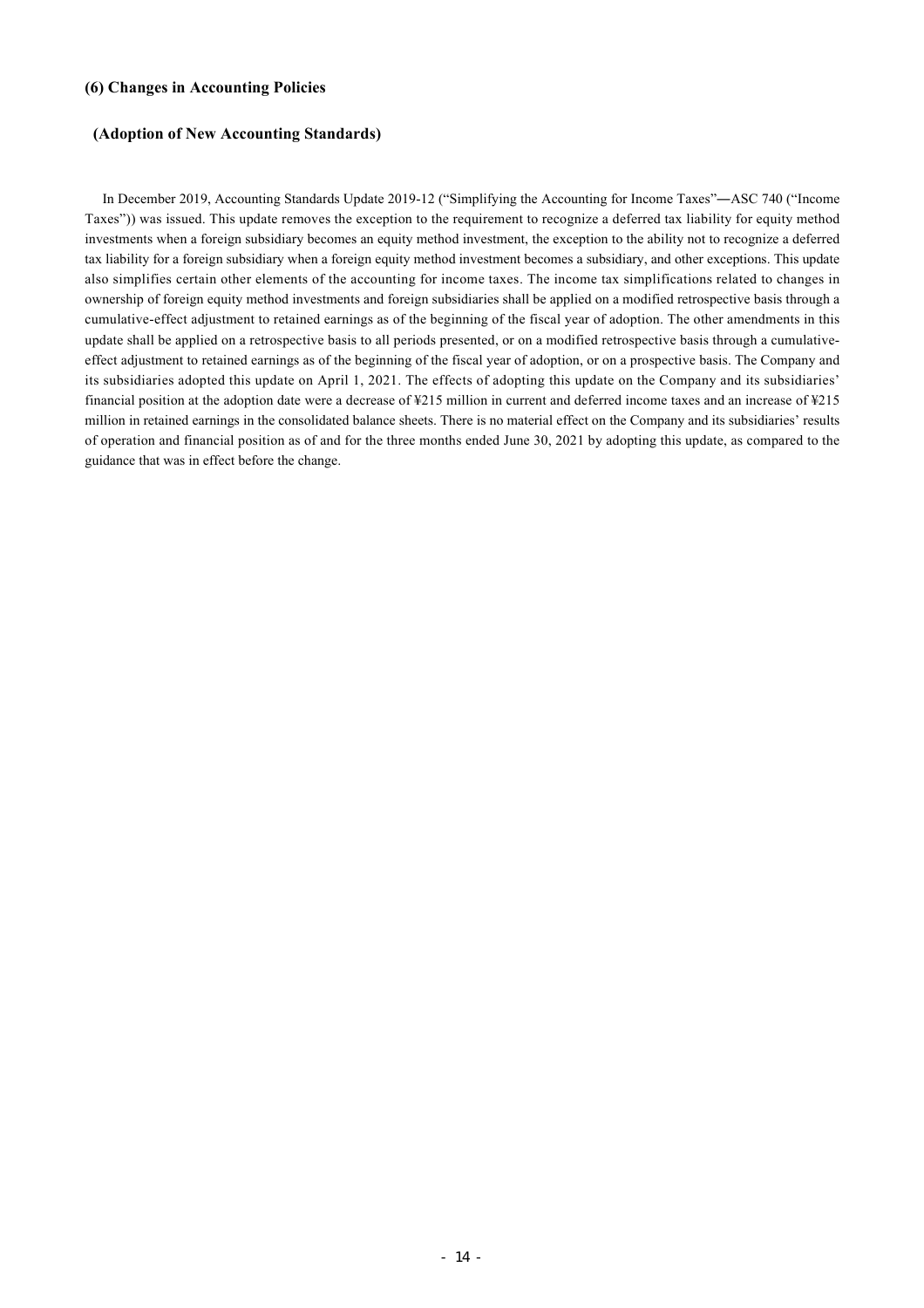### (6) Changes in Accounting Policies

#### (Adoption of New Accounting Standards)

In December 2019, Accounting Standards Update 2019-12 ("Simplifying the Accounting for Income Taxes"―ASC 740 ("Income Taxes")) was issued. This update removes the exception to the requirement to recognize a deferred tax liability for equity method investments when a foreign subsidiary becomes an equity method investment, the exception to the ability not to recognize a deferred tax liability for a foreign subsidiary when a foreign equity method investment becomes a subsidiary, and other exceptions. This update also simplifies certain other elements of the accounting for income taxes. The income tax simplifications related to changes in ownership of foreign equity method investments and foreign subsidiaries shall be applied on a modified retrospective basis through a cumulative-effect adjustment to retained earnings as of the beginning of the fiscal year of adoption. The other amendments in this update shall be applied on a retrospective basis to all periods presented, or on a modified retrospective basis through a cumulative-effect adjustment to retained earnings as of the beginning of the fiscal year of adoption, or on a prospective basis. The Company and its subsidiaries adopted this update on April 1, 2021. The effects of adopting this update on the Company and its subsidiaries' financial position at the adoption date were a decrease of ¥215 million in current and deferred income taxes and an increase of ¥215 million in retained earnings in the consolidated balance sheets. There is no material effect on the Company and its subsidiaries' results of operation and financial position as of and for the three months ended June 30, 2021 by adopting this update, as compared to the guidance that was in effect before the change.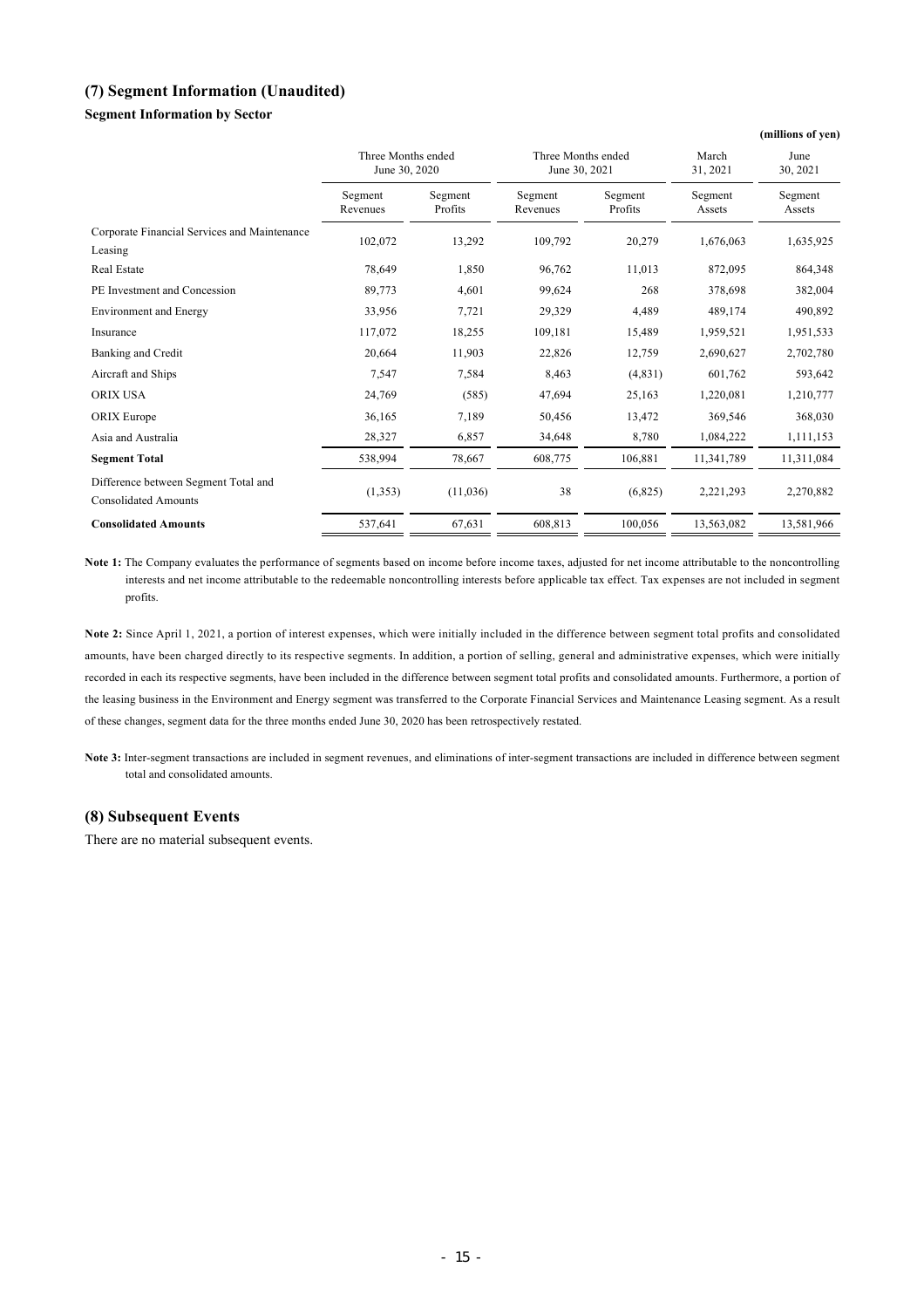## (7) Segment Information (Unaudited)

### Segment Information by Sector

(millions of yen)

| | Three Months ended June 30, 2020 | | Three Months ended June 30, 2021 | | March 31, 2021 | June 30, 2021 |
|---|---|---|---|---|---|---|
| | Segment Revenues | Segment Profits | Segment Revenues | Segment Profits | Segment Assets | Segment Assets |
| Corporate Financial Services and Maintenance Leasing | 102,072 | 13,292 | 109,792 | 20,279 | 1,676,063 | 1,635,925 |
| Real Estate | 78,649 | 1,850 | 96,762 | 11,013 | 872,095 | 864,348 |
| PE Investment and Concession | 89,773 | 4,601 | 99,624 | 268 | 378,698 | 382,004 |
| Environment and Energy | 33,956 | 7,721 | 29,329 | 4,489 | 489,174 | 490,892 |
| Insurance | 117,072 | 18,255 | 109,181 | 15,489 | 1,959,521 | 1,951,533 |
| Banking and Credit | 20,664 | 11,903 | 22,826 | 12,759 | 2,690,627 | 2,702,780 |
| Aircraft and Ships | 7,547 | 7,584 | 8,463 | (4,831) | 601,762 | 593,642 |
| ORIX USA | 24,769 | (585) | 47,694 | 25,163 | 1,220,081 | 1,210,777 |
| ORIX Europe | 36,165 | 7,189 | 50,456 | 13,472 | 369,546 | 368,030 |
| Asia and Australia | 28,327 | 6,857 | 34,648 | 8,780 | 1,084,222 | 1,111,153 |
| **Segment Total** | 538,994 | 78,667 | 608,775 | 106,881 | 11,341,789 | 11,311,084 |
| Difference between Segment Total and Consolidated Amounts | (1,353) | (11,036) | 38 | (6,825) | 2,221,293 | 2,270,882 |
| **Consolidated Amounts** | 537,641 | 67,631 | 608,813 | 100,056 | 13,563,082 | 13,581,966 |

**Note 1:** The Company evaluates the performance of segments based on income before income taxes, adjusted for net income attributable to the noncontrolling interests and net income attributable to the redeemable noncontrolling interests before applicable tax effect. Tax expenses are not included in segment profits.

**Note 2:** Since April 1, 2021, a portion of interest expenses, which were initially included in the difference between segment total profits and consolidated amounts, have been charged directly to its respective segments. In addition, a portion of selling, general and administrative expenses, which were initially recorded in each its respective segments, have been included in the difference between segment total profits and consolidated amounts. Furthermore, a portion of the leasing business in the Environment and Energy segment was transferred to the Corporate Financial Services and Maintenance Leasing segment. As a result of these changes, segment data for the three months ended June 30, 2020 has been retrospectively restated.

**Note 3:** Inter-segment transactions are included in segment revenues, and eliminations of inter-segment transactions are included in difference between segment total and consolidated amounts.

## (8) Subsequent Events

There are no material subsequent events.